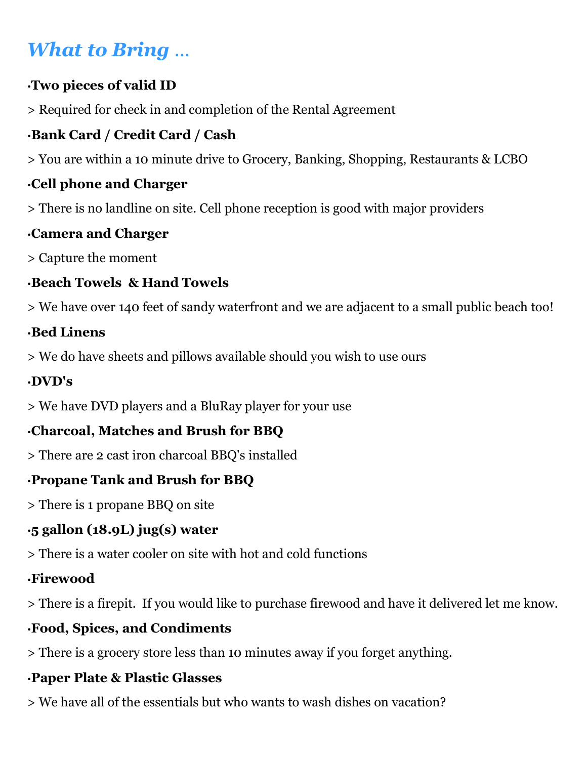# *What to Bring …*

**·Two pieces of valid ID**

> Required for check in and completion of the Rental Agreement

**·Bank Card / Credit Card / Cash**

> You are within a 10 minute drive to Grocery, Banking, Shopping, Restaurants & LCBO

**·Cell phone and Charger**

> There is no landline on site. Cell phone reception is good with major providers

**·Camera and Charger**

> Capture the moment

**·Beach Towels & Hand Towels**

> We have over 140 feet of sandy waterfront and we are adjacent to a small public beach too!

**·Bed Linens**

> We do have sheets and pillows available should you wish to use ours

**·DVD's**

> We have DVD players and a BluRay player for your use

**·Charcoal, Matches and Brush for BBQ**

> There are 2 cast iron charcoal BBQ's installed

**·Propane Tank and Brush for BBQ**

> There is 1 propane BBQ on site

**·5 gallon (18.9L) jug(s) water**

> There is a water cooler on site with hot and cold functions

**·Firewood**

> There is a firepit. If you would like to purchase firewood and have it delivered let me know.

**·Food, Spices, and Condiments**

> There is a grocery store less than 10 minutes away if you forget anything.

**·Paper Plate & Plastic Glasses**

> We have all of the essentials but who wants to wash dishes on vacation?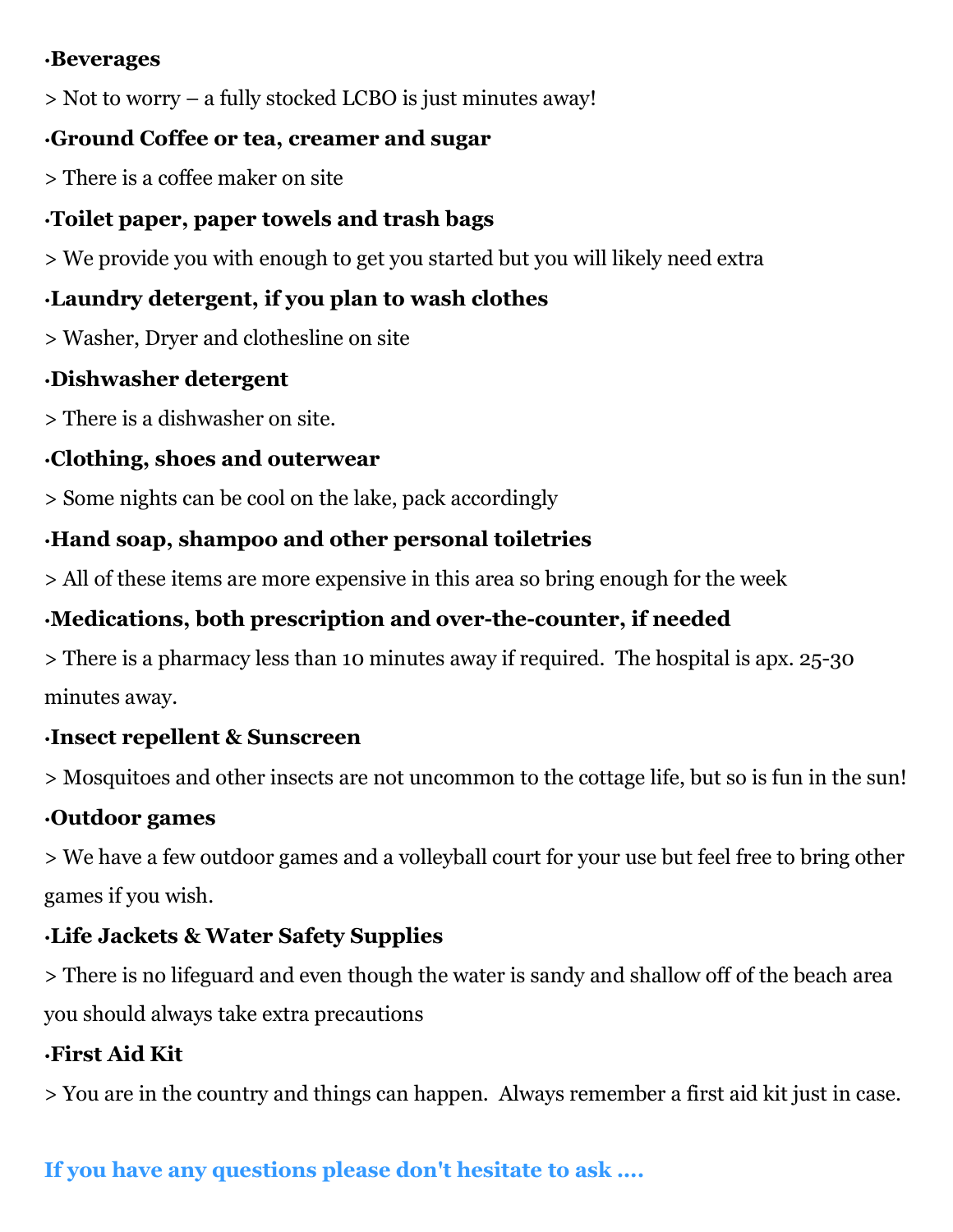**·Beverages**

> Not to worry – a fully stocked LCBO is just minutes away!

**·Ground Coffee or tea, creamer and sugar**

> There is a coffee maker on site

**·Toilet paper, paper towels and trash bags**

> We provide you with enough to get you started but you will likely need extra

**·Laundry detergent, if you plan to wash clothes**

> Washer, Dryer and clothesline on site

**·Dishwasher detergent**

> There is a dishwasher on site.

**·Clothing, shoes and outerwear**

> Some nights can be cool on the lake, pack accordingly

**·Hand soap, shampoo and other personal toiletries**

> All of these items are more expensive in this area so bring enough for the week

**·Medications, both prescription and over-the-counter, if needed**

> There is a pharmacy less than 10 minutes away if required. The hospital is apx. 25-30 minutes away.

**·Insect repellent & Sunscreen**

> Mosquitoes and other insects are not uncommon to the cottage life, but so is fun in the sun!

**·Outdoor games**

> We have a few outdoor games and a volleyball court for your use but feel free to bring other games if you wish.

**·Life Jackets & Water Safety Supplies**

> There is no lifeguard and even though the water is sandy and shallow off of the beach area you should always take extra precautions

**·First Aid Kit**

> You are in the country and things can happen. Always remember a first aid kit just in case.

**If you have any questions please don't hesitate to ask ....**